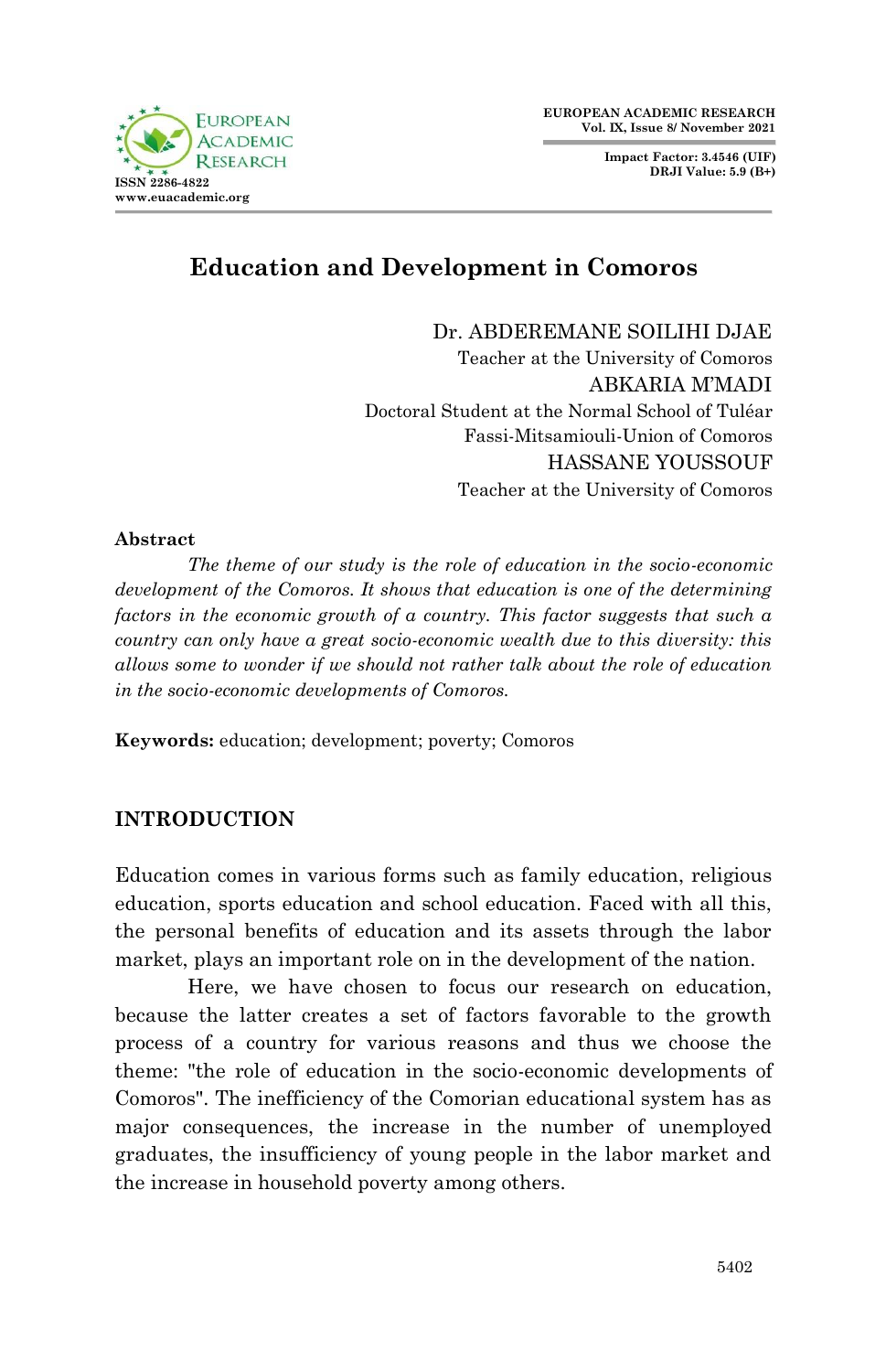# Education and Development in Comoros

Dr. ABDEREMANE SOILIHI DJAE
Teacher at the University of Comoros
ABKARIA M'MADI
Doctoral Student at the Normal School of Tuléar
Fassi-Mitsamiouli-Union of Comoros
HASSANE YOUSSOUF
Teacher at the University of Comoros

## Abstract

*The theme of our study is the role of education in the socio-economic development of the Comoros. It shows that education is one of the determining factors in the economic growth of a country. This factor suggests that such a country can only have a great socio-economic wealth due to this diversity: this allows some to wonder if we should not rather talk about the role of education in the socio-economic developments of Comoros.*

**Keywords:** education; development; poverty; Comoros

## INTRODUCTION

Education comes in various forms such as family education, religious education, sports education and school education. Faced with all this, the personal benefits of education and its assets through the labor market, plays an important role on in the development of the nation.

Here, we have chosen to focus our research on education, because the latter creates a set of factors favorable to the growth process of a country for various reasons and thus we choose the theme: "the role of education in the socio-economic developments of Comoros". The inefficiency of the Comorian educational system has as major consequences, the increase in the number of unemployed graduates, the insufficiency of young people in the labor market and the increase in household poverty among others.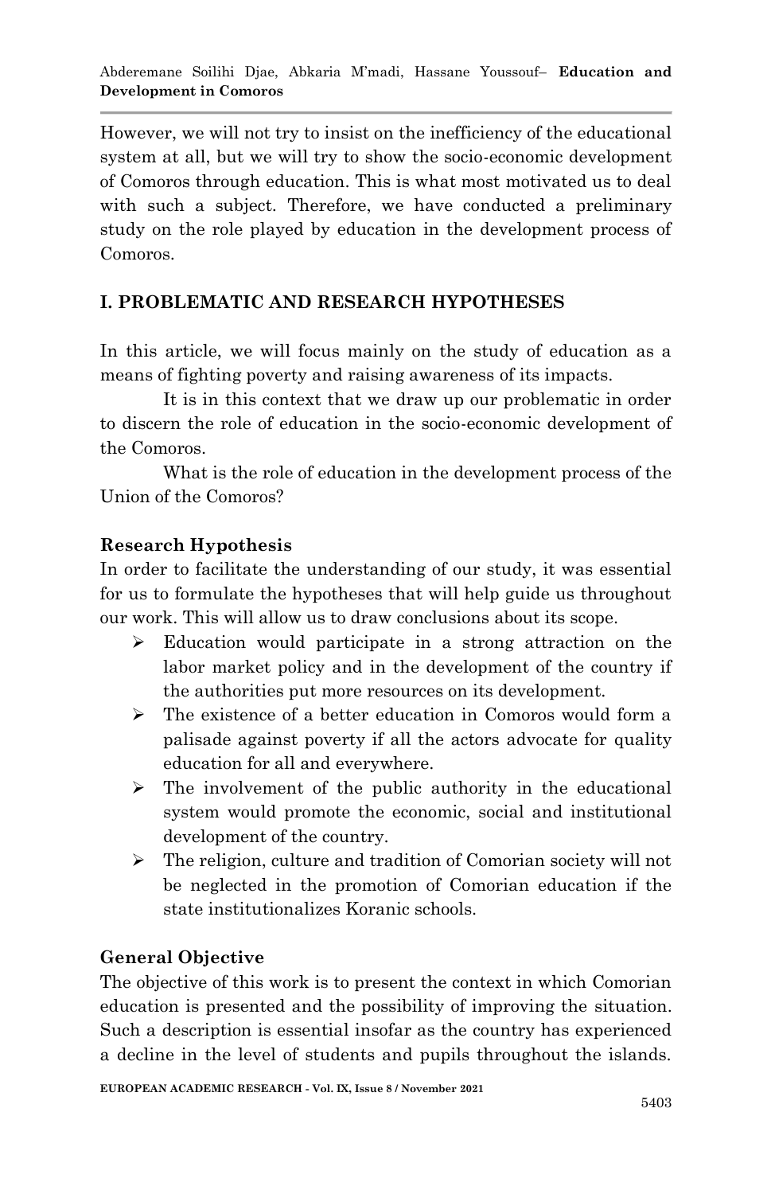However, we will not try to insist on the inefficiency of the educational system at all, but we will try to show the socio-economic development of Comoros through education. This is what most motivated us to deal with such a subject. Therefore, we have conducted a preliminary study on the role played by education in the development process of Comoros.

## I. PROBLEMATIC AND RESEARCH HYPOTHESES

In this article, we will focus mainly on the study of education as a means of fighting poverty and raising awareness of its impacts.

It is in this context that we draw up our problematic in order to discern the role of education in the socio-economic development of the Comoros.

What is the role of education in the development process of the Union of the Comoros?

### Research Hypothesis

In order to facilitate the understanding of our study, it was essential for us to formulate the hypotheses that will help guide us throughout our work. This will allow us to draw conclusions about its scope.

- Education would participate in a strong attraction on the labor market policy and in the development of the country if the authorities put more resources on its development.
- The existence of a better education in Comoros would form a palisade against poverty if all the actors advocate for quality education for all and everywhere.
- The involvement of the public authority in the educational system would promote the economic, social and institutional development of the country.
- The religion, culture and tradition of Comorian society will not be neglected in the promotion of Comorian education if the state institutionalizes Koranic schools.

### General Objective

The objective of this work is to present the context in which Comorian education is presented and the possibility of improving the situation. Such a description is essential insofar as the country has experienced a decline in the level of students and pupils throughout the islands.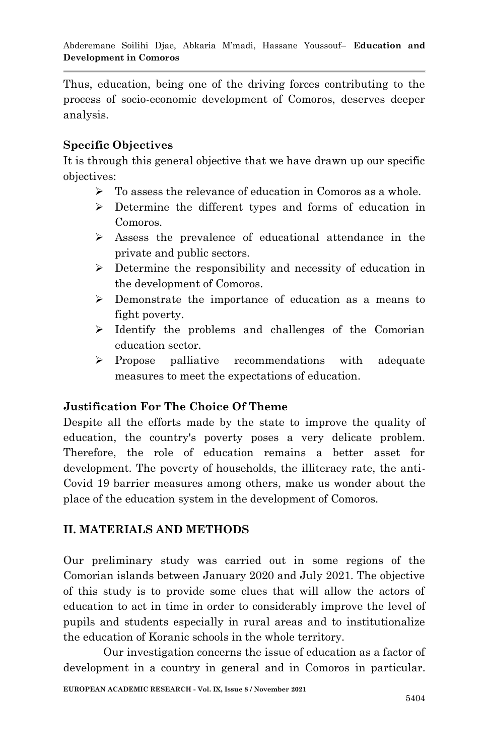Thus, education, being one of the driving forces contributing to the process of socio-economic development of Comoros, deserves deeper analysis.

### Specific Objectives

It is through this general objective that we have drawn up our specific objectives:

- To assess the relevance of education in Comoros as a whole.
- Determine the different types and forms of education in Comoros.
- Assess the prevalence of educational attendance in the private and public sectors.
- Determine the responsibility and necessity of education in the development of Comoros.
- Demonstrate the importance of education as a means to fight poverty.
- Identify the problems and challenges of the Comorian education sector.
- Propose palliative recommendations with adequate measures to meet the expectations of education.

### Justification For The Choice Of Theme

Despite all the efforts made by the state to improve the quality of education, the country's poverty poses a very delicate problem. Therefore, the role of education remains a better asset for development. The poverty of households, the illiteracy rate, the anti-Covid 19 barrier measures among others, make us wonder about the place of the education system in the development of Comoros.

## II. MATERIALS AND METHODS

Our preliminary study was carried out in some regions of the Comorian islands between January 2020 and July 2021. The objective of this study is to provide some clues that will allow the actors of education to act in time in order to considerably improve the level of pupils and students especially in rural areas and to institutionalize the education of Koranic schools in the whole territory.

Our investigation concerns the issue of education as a factor of development in a country in general and in Comoros in particular.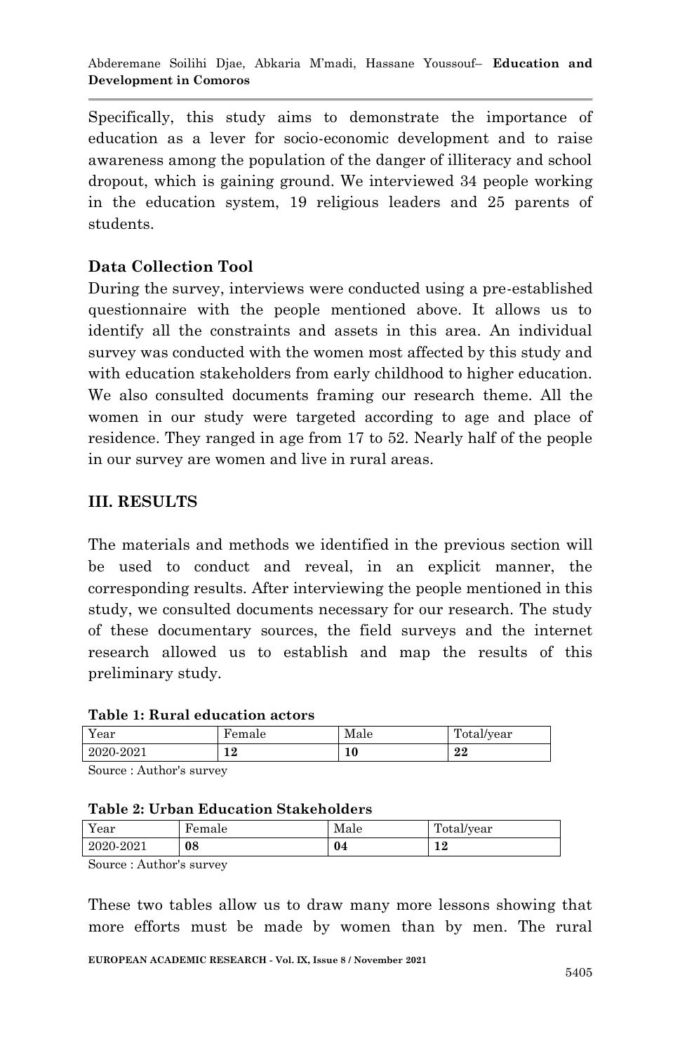Specifically, this study aims to demonstrate the importance of education as a lever for socio-economic development and to raise awareness among the population of the danger of illiteracy and school dropout, which is gaining ground. We interviewed 34 people working in the education system, 19 religious leaders and 25 parents of students.

### Data Collection Tool

During the survey, interviews were conducted using a pre-established questionnaire with the people mentioned above. It allows us to identify all the constraints and assets in this area. An individual survey was conducted with the women most affected by this study and with education stakeholders from early childhood to higher education. We also consulted documents framing our research theme. All the women in our study were targeted according to age and place of residence. They ranged in age from 17 to 52. Nearly half of the people in our survey are women and live in rural areas.

## III. RESULTS

The materials and methods we identified in the previous section will be used to conduct and reveal, in an explicit manner, the corresponding results. After interviewing the people mentioned in this study, we consulted documents necessary for our research. The study of these documentary sources, the field surveys and the internet research allowed us to establish and map the results of this preliminary study.

**Table 1: Rural education actors**

| Year | Female | Male | Total/year |
|---|---|---|---|
| 2020-2021 | **12** | **10** | **22** |

Source : Author's survey

**Table 2: Urban Education Stakeholders**

| Year | Female | Male | Total/year |
|---|---|---|---|
| 2020-2021 | **08** | **04** | **12** |

Source : Author's survey

These two tables allow us to draw many more lessons showing that more efforts must be made by women than by men. The rural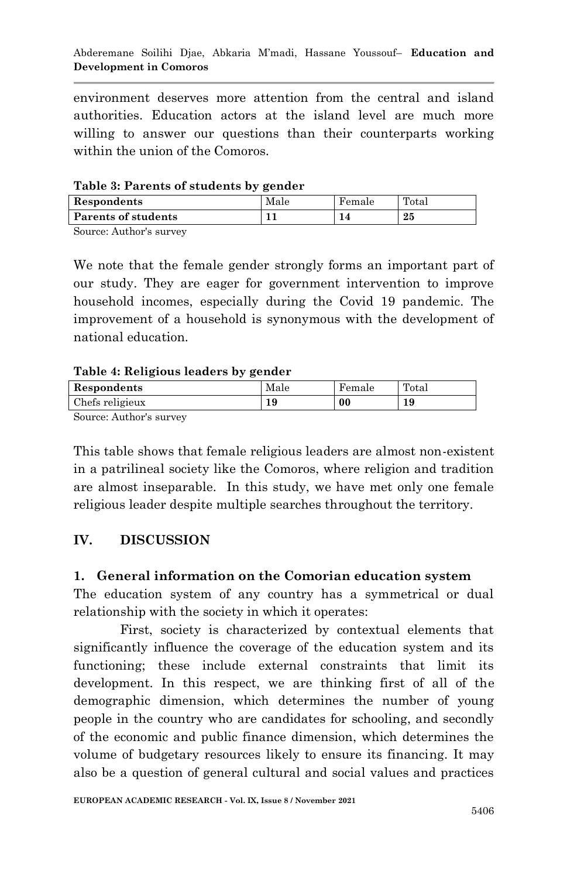environment deserves more attention from the central and island authorities. Education actors at the island level are much more willing to answer our questions than their counterparts working within the union of the Comoros.

**Table 3: Parents of students by gender**

| Respondents | Male | Female | Total |
|---|---|---|---|
| **Parents of students** | **11** | **14** | **25** |

Source: Author's survey

We note that the female gender strongly forms an important part of our study. They are eager for government intervention to improve household incomes, especially during the Covid 19 pandemic. The improvement of a household is synonymous with the development of national education.

**Table 4: Religious leaders by gender**

| Respondents | Male | Female | Total |
|---|---|---|---|
| Chefs religieux | **19** | **00** | **19** |

Source: Author's survey

This table shows that female religious leaders are almost non-existent in a patrilineal society like the Comoros, where religion and tradition are almost inseparable. In this study, we have met only one female religious leader despite multiple searches throughout the territory.

## IV. DISCUSSION

### 1. General information on the Comorian education system

The education system of any country has a symmetrical or dual relationship with the society in which it operates:

First, society is characterized by contextual elements that significantly influence the coverage of the education system and its functioning; these include external constraints that limit its development. In this respect, we are thinking first of all of the demographic dimension, which determines the number of young people in the country who are candidates for schooling, and secondly of the economic and public finance dimension, which determines the volume of budgetary resources likely to ensure its financing. It may also be a question of general cultural and social values and practices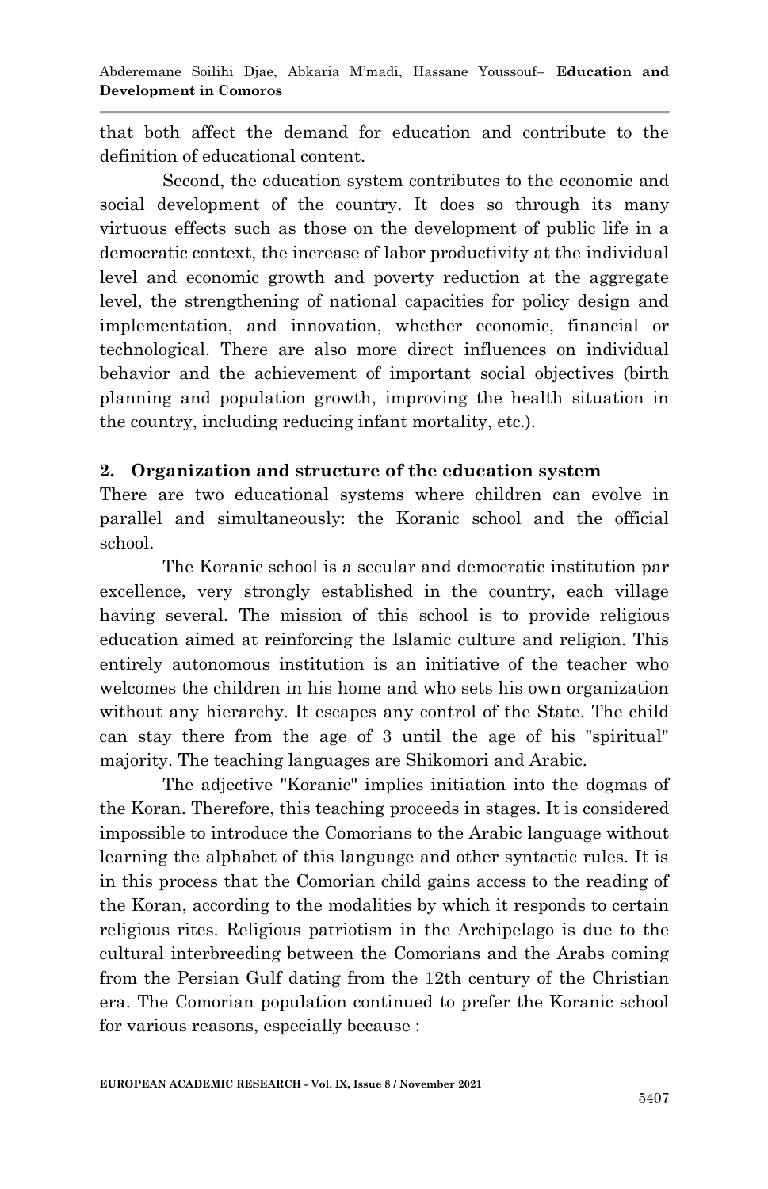that both affect the demand for education and contribute to the definition of educational content.

Second, the education system contributes to the economic and social development of the country. It does so through its many virtuous effects such as those on the development of public life in a democratic context, the increase of labor productivity at the individual level and economic growth and poverty reduction at the aggregate level, the strengthening of national capacities for policy design and implementation, and innovation, whether economic, financial or technological. There are also more direct influences on individual behavior and the achievement of important social objectives (birth planning and population growth, improving the health situation in the country, including reducing infant mortality, etc.).

## 2. Organization and structure of the education system

There are two educational systems where children can evolve in parallel and simultaneously: the Koranic school and the official school.

The Koranic school is a secular and democratic institution par excellence, very strongly established in the country, each village having several. The mission of this school is to provide religious education aimed at reinforcing the Islamic culture and religion. This entirely autonomous institution is an initiative of the teacher who welcomes the children in his home and who sets his own organization without any hierarchy. It escapes any control of the State. The child can stay there from the age of 3 until the age of his "spiritual" majority. The teaching languages are Shikomori and Arabic.

The adjective "Koranic" implies initiation into the dogmas of the Koran. Therefore, this teaching proceeds in stages. It is considered impossible to introduce the Comorians to the Arabic language without learning the alphabet of this language and other syntactic rules. It is in this process that the Comorian child gains access to the reading of the Koran, according to the modalities by which it responds to certain religious rites. Religious patriotism in the Archipelago is due to the cultural interbreeding between the Comorians and the Arabs coming from the Persian Gulf dating from the 12th century of the Christian era. The Comorian population continued to prefer the Koranic school for various reasons, especially because :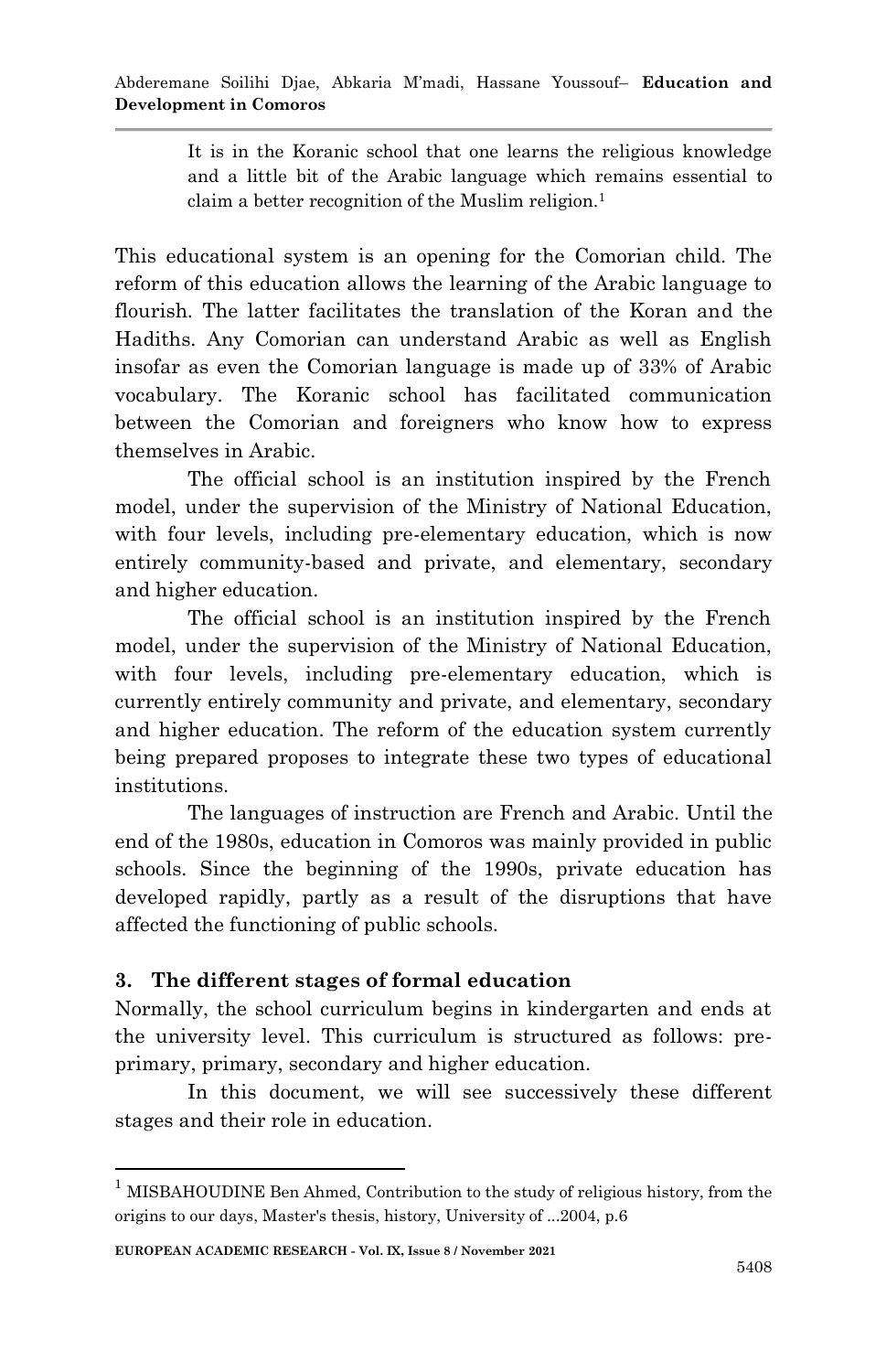> It is in the Koranic school that one learns the religious knowledge and a little bit of the Arabic language which remains essential to claim a better recognition of the Muslim religion.[1]

This educational system is an opening for the Comorian child. The reform of this education allows the learning of the Arabic language to flourish. The latter facilitates the translation of the Koran and the Hadiths. Any Comorian can understand Arabic as well as English insofar as even the Comorian language is made up of 33% of Arabic vocabulary. The Koranic school has facilitated communication between the Comorian and foreigners who know how to express themselves in Arabic.

The official school is an institution inspired by the French model, under the supervision of the Ministry of National Education, with four levels, including pre-elementary education, which is now entirely community-based and private, and elementary, secondary and higher education.

The official school is an institution inspired by the French model, under the supervision of the Ministry of National Education, with four levels, including pre-elementary education, which is currently entirely community and private, and elementary, secondary and higher education. The reform of the education system currently being prepared proposes to integrate these two types of educational institutions.

The languages of instruction are French and Arabic. Until the end of the 1980s, education in Comoros was mainly provided in public schools. Since the beginning of the 1990s, private education has developed rapidly, partly as a result of the disruptions that have affected the functioning of public schools.

## 3. The different stages of formal education

Normally, the school curriculum begins in kindergarten and ends at the university level. This curriculum is structured as follows: pre-primary, primary, secondary and higher education.

In this document, we will see successively these different stages and their role in education.

[1] MISBAHOUDINE Ben Ahmed, Contribution to the study of religious history, from the origins to our days, Master's thesis, history, University of ...2004, p.6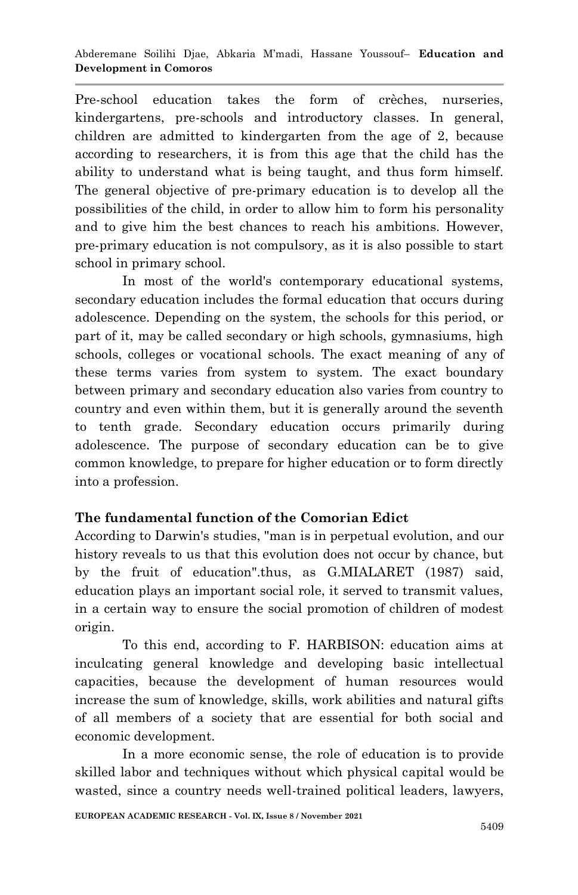Pre-school education takes the form of crèches, nurseries, kindergartens, pre-schools and introductory classes. In general, children are admitted to kindergarten from the age of 2, because according to researchers, it is from this age that the child has the ability to understand what is being taught, and thus form himself. The general objective of pre-primary education is to develop all the possibilities of the child, in order to allow him to form his personality and to give him the best chances to reach his ambitions. However, pre-primary education is not compulsory, as it is also possible to start school in primary school.

In most of the world's contemporary educational systems, secondary education includes the formal education that occurs during adolescence. Depending on the system, the schools for this period, or part of it, may be called secondary or high schools, gymnasiums, high schools, colleges or vocational schools. The exact meaning of any of these terms varies from system to system. The exact boundary between primary and secondary education also varies from country to country and even within them, but it is generally around the seventh to tenth grade. Secondary education occurs primarily during adolescence. The purpose of secondary education can be to give common knowledge, to prepare for higher education or to form directly into a profession.

**The fundamental function of the Comorian Edict**

According to Darwin's studies, "man is in perpetual evolution, and our history reveals to us that this evolution does not occur by chance, but by the fruit of education".thus, as G.MIALARET (1987) said, education plays an important social role, it served to transmit values, in a certain way to ensure the social promotion of children of modest origin.

To this end, according to F. HARBISON: education aims at inculcating general knowledge and developing basic intellectual capacities, because the development of human resources would increase the sum of knowledge, skills, work abilities and natural gifts of all members of a society that are essential for both social and economic development.

In a more economic sense, the role of education is to provide skilled labor and techniques without which physical capital would be wasted, since a country needs well-trained political leaders, lawyers,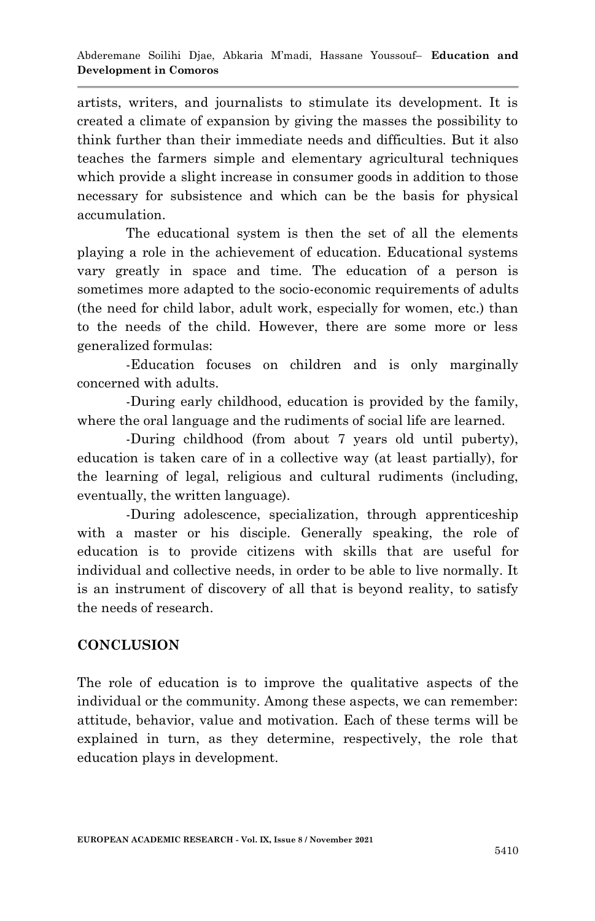artists, writers, and journalists to stimulate its development. It is created a climate of expansion by giving the masses the possibility to think further than their immediate needs and difficulties. But it also teaches the farmers simple and elementary agricultural techniques which provide a slight increase in consumer goods in addition to those necessary for subsistence and which can be the basis for physical accumulation.

The educational system is then the set of all the elements playing a role in the achievement of education. Educational systems vary greatly in space and time. The education of a person is sometimes more adapted to the socio-economic requirements of adults (the need for child labor, adult work, especially for women, etc.) than to the needs of the child. However, there are some more or less generalized formulas:

-Education focuses on children and is only marginally concerned with adults.

-During early childhood, education is provided by the family, where the oral language and the rudiments of social life are learned.

-During childhood (from about 7 years old until puberty), education is taken care of in a collective way (at least partially), for the learning of legal, religious and cultural rudiments (including, eventually, the written language).

-During adolescence, specialization, through apprenticeship with a master or his disciple. Generally speaking, the role of education is to provide citizens with skills that are useful for individual and collective needs, in order to be able to live normally. It is an instrument of discovery of all that is beyond reality, to satisfy the needs of research.

## CONCLUSION

The role of education is to improve the qualitative aspects of the individual or the community. Among these aspects, we can remember: attitude, behavior, value and motivation. Each of these terms will be explained in turn, as they determine, respectively, the role that education plays in development.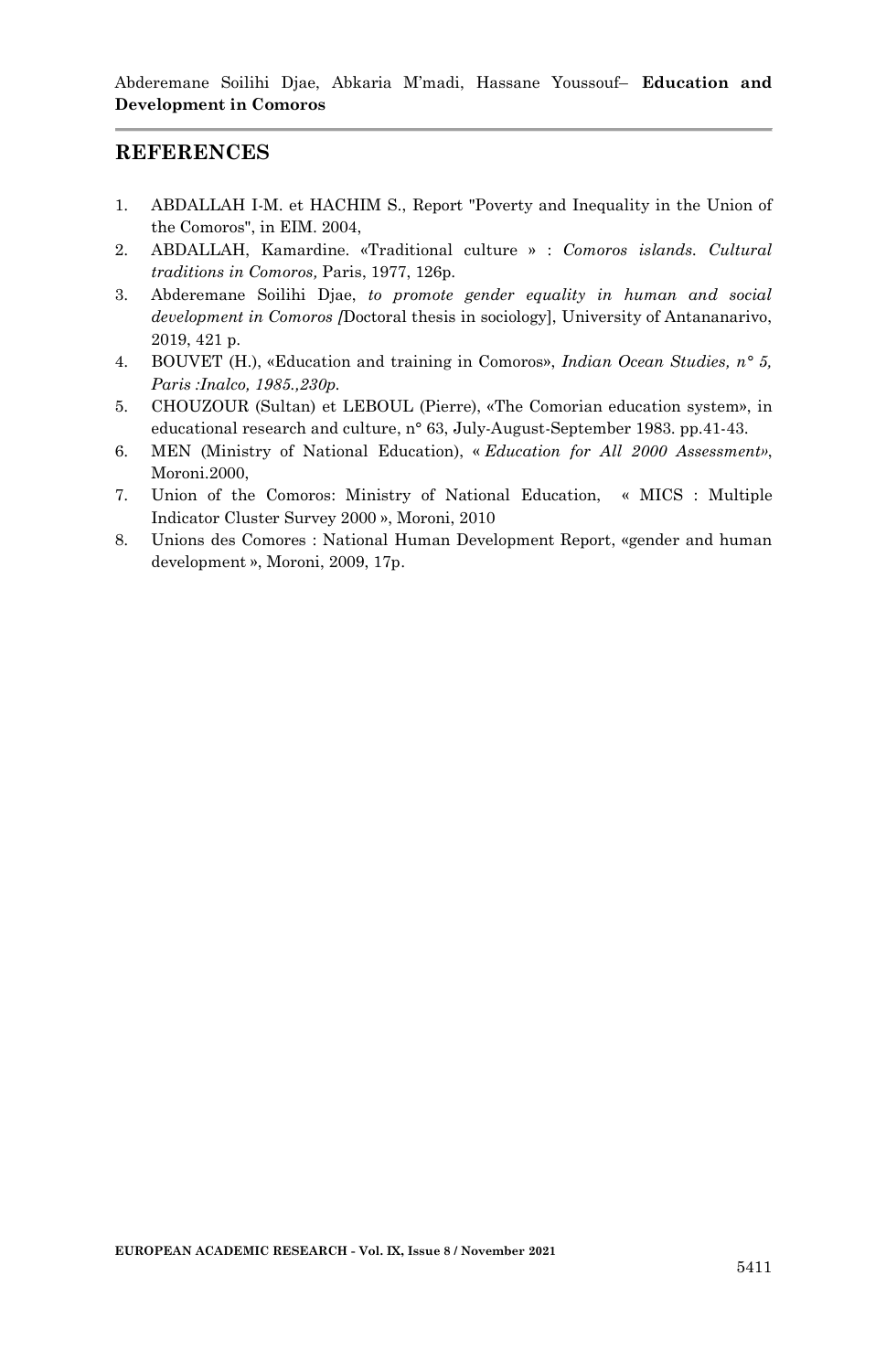## REFERENCES

1. ABDALLAH I-M. et HACHIM S., Report "Poverty and Inequality in the Union of the Comoros", in EIM. 2004,
2. ABDALLAH, Kamardine. «Traditional culture » : *Comoros islands. Cultural traditions in Comoros,* Paris, 1977, 126p.
3. Abderemane Soilihi Djae, *to promote gender equality in human and social development in Comoros [*Doctoral thesis in sociology], University of Antananarivo, 2019, 421 p.
4. BOUVET (H.), «Education and training in Comoros», *Indian Ocean Studies, n° 5, Paris :Inalco, 1985.,230p.*
5. CHOUZOUR (Sultan) et LEBOUL (Pierre), «The Comorian education system», in educational research and culture, n° 63, July-August-September 1983. pp.41-43.
6. MEN (Ministry of National Education), « *Education for All 2000 Assessment»*, Moroni.2000,
7. Union of the Comoros: Ministry of National Education, « MICS : Multiple Indicator Cluster Survey 2000 », Moroni, 2010
8. Unions des Comores : National Human Development Report, «gender and human development », Moroni, 2009, 17p.